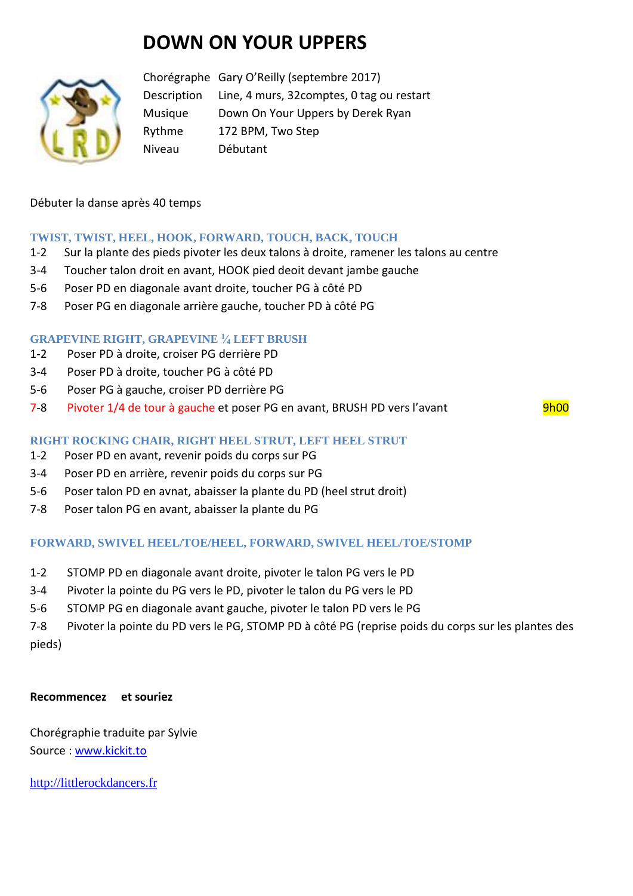# DOWN ON YOUR UPPERS

| | |
|---|---|
| Chorégraphe | Gary O'Reilly (septembre 2017) |
| Description | Line, 4 murs, 32comptes, 0 tag ou restart |
| Musique | Down On Your Uppers by Derek Ryan |
| Rythme | 172 BPM, Two Step |
| Niveau | Débutant |

Débuter la danse après 40 temps

### TWIST, TWIST, HEEL, HOOK, FORWARD, TOUCH, BACK, TOUCH

1-2 Sur la plante des pieds pivoter les deux talons à droite, ramener les talons au centre
3-4 Toucher talon droit en avant, HOOK pied deoit devant jambe gauche
5-6 Poser PD en diagonale avant droite, toucher PG à côté PD
7-8 Poser PG en diagonale arrière gauche, toucher PD à côté PG

### GRAPEVINE RIGHT, GRAPEVINE ¼ LEFT BRUSH

1-2 Poser PD à droite, croiser PG derrière PD
3-4 Poser PD à droite, toucher PG à côté PD
5-6 Poser PG à gauche, croiser PD derrière PG
7-8 Pivoter 1/4 de tour à gauche et poser PG en avant, BRUSH PD vers l'avant — 9h00

### RIGHT ROCKING CHAIR, RIGHT HEEL STRUT, LEFT HEEL STRUT

1-2 Poser PD en avant, revenir poids du corps sur PG
3-4 Poser PD en arrière, revenir poids du corps sur PG
5-6 Poser talon PD en avnat, abaisser la plante du PD (heel strut droit)
7-8 Poser talon PG en avant, abaisser la plante du PG

### FORWARD, SWIVEL HEEL/TOE/HEEL, FORWARD, SWIVEL HEEL/TOE/STOMP

1-2 STOMP PD en diagonale avant droite, pivoter le talon PG vers le PD
3-4 Pivoter la pointe du PG vers le PD, pivoter le talon du PG vers le PD
5-6 STOMP PG en diagonale avant gauche, pivoter le talon PD vers le PG
7-8 Pivoter la pointe du PD vers le PG, STOMP PD à côté PG (reprise poids du corps sur les plantes des pieds)

**Recommencez et souriez**

Chorégraphie traduite par Sylvie
Source : www.kickit.to

http://littlerockdancers.fr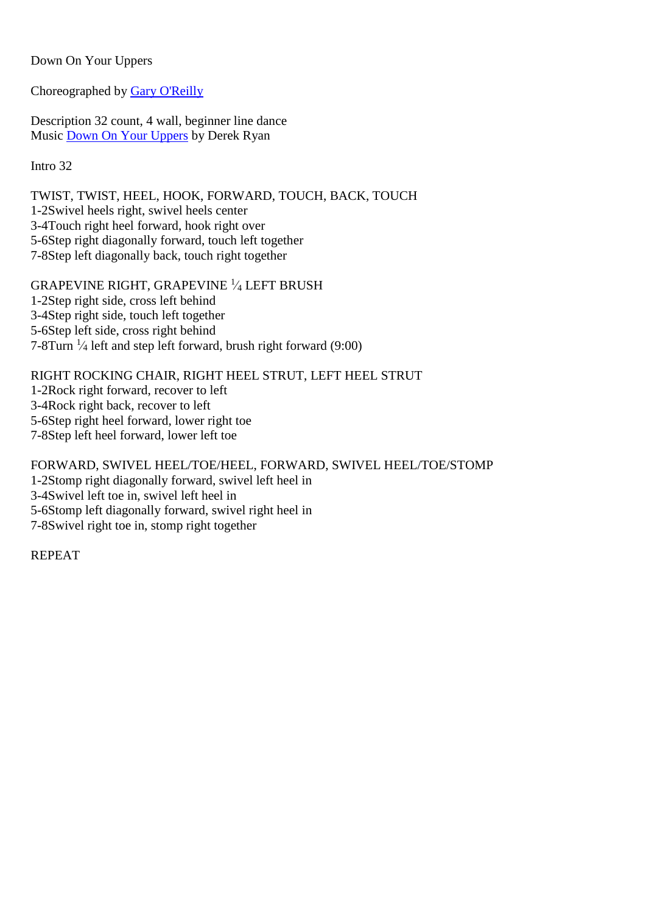# Down On Your Uppers

Choreographed by Gary O'Reilly

Description 32 count, 4 wall, beginner line dance
Music Down On Your Uppers by Derek Ryan

Intro 32

**TWIST, TWIST, HEEL, HOOK, FORWARD, TOUCH, BACK, TOUCH**
1-2Swivel heels right, swivel heels center
3-4Touch right heel forward, hook right over
5-6Step right diagonally forward, touch left together
7-8Step left diagonally back, touch right together

**GRAPEVINE RIGHT, GRAPEVINE ¼ LEFT BRUSH**
1-2Step right side, cross left behind
3-4Step right side, touch left together
5-6Step left side, cross right behind
7-8Turn ¼ left and step left forward, brush right forward (9:00)

**RIGHT ROCKING CHAIR, RIGHT HEEL STRUT, LEFT HEEL STRUT**
1-2Rock right forward, recover to left
3-4Rock right back, recover to left
5-6Step right heel forward, lower right toe
7-8Step left heel forward, lower left toe

**FORWARD, SWIVEL HEEL/TOE/HEEL, FORWARD, SWIVEL HEEL/TOE/STOMP**
1-2Stomp right diagonally forward, swivel left heel in
3-4Swivel left toe in, swivel left heel in
5-6Stomp left diagonally forward, swivel right heel in
7-8Swivel right toe in, stomp right together

REPEAT